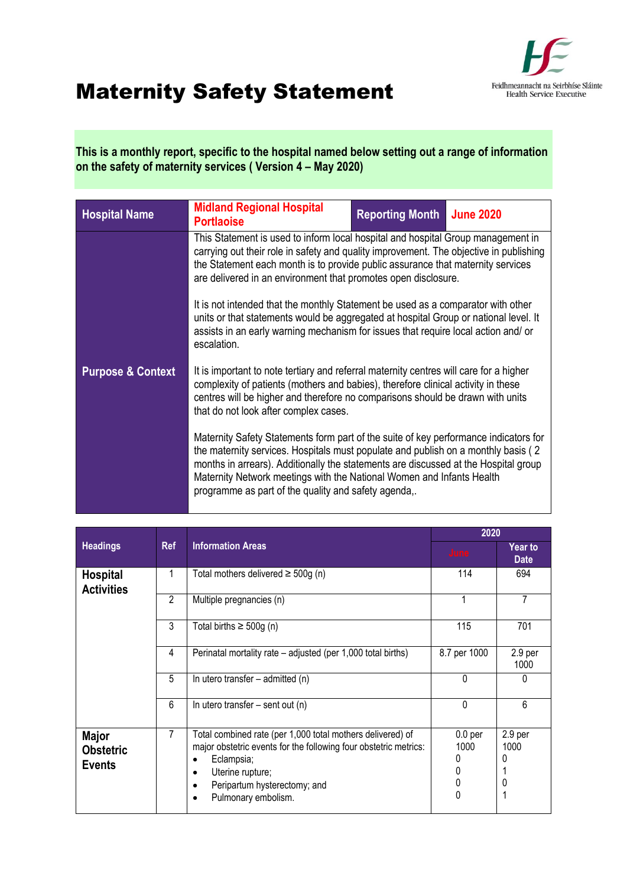# Maternity Safety Statement

Feidhmeannacht na Seirbhíse Sláinte
Health Service Executive

**This is a monthly report, specific to the hospital named below setting out a range of information on the safety of maternity services ( Version 4 – May 2020)**

| Hospital Name | Midland Regional Hospital Portlaoise | Reporting Month | June 2020 |
|---|---|---|---|
| Purpose & Context | This Statement is used to inform local hospital and hospital Group management in carrying out their role in safety and quality improvement. The objective in publishing the Statement each month is to provide public assurance that maternity services are delivered in an environment that promotes open disclosure.<br><br>It is not intended that the monthly Statement be used as a comparator with other units or that statements would be aggregated at hospital Group or national level. It assists in an early warning mechanism for issues that require local action and/ or escalation.<br><br>It is important to note tertiary and referral maternity centres will care for a higher complexity of patients (mothers and babies), therefore clinical activity in these centres will be higher and therefore no comparisons should be drawn with units that do not look after complex cases.<br><br>Maternity Safety Statements form part of the suite of key performance indicators for the maternity services. Hospitals must populate and publish on a monthly basis ( 2 months in arrears). Additionally the statements are discussed at the Hospital group Maternity Network meetings with the National Women and Infants Health programme as part of the quality and safety agenda,. | | |

| Headings | Ref | Information Areas | 2020 | |
|---|---|---|---|---|
| | | | June | Year to Date |
| Hospital Activities | 1 | Total mothers delivered ≥ 500g (n) | 114 | 694 |
| | 2 | Multiple pregnancies (n) | 1 | 7 |
| | 3 | Total births ≥ 500g (n) | 115 | 701 |
| | 4 | Perinatal mortality rate – adjusted (per 1,000 total births) | 8.7 per 1000 | 2.9 per 1000 |
| | 5 | In utero transfer – admitted (n) | 0 | 0 |
| | 6 | In utero transfer – sent out (n) | 0 | 6 |
| Major Obstetric Events | 7 | Total combined rate (per 1,000 total mothers delivered) of major obstetric events for the following four obstetric metrics:<br>• Eclampsia;<br>• Uterine rupture;<br>• Peripartum hysterectomy; and<br>• Pulmonary embolism. | 0.0 per 1000<br>0<br>0<br>0<br>0 | 2.9 per 1000<br>0<br>1<br>0<br>1 |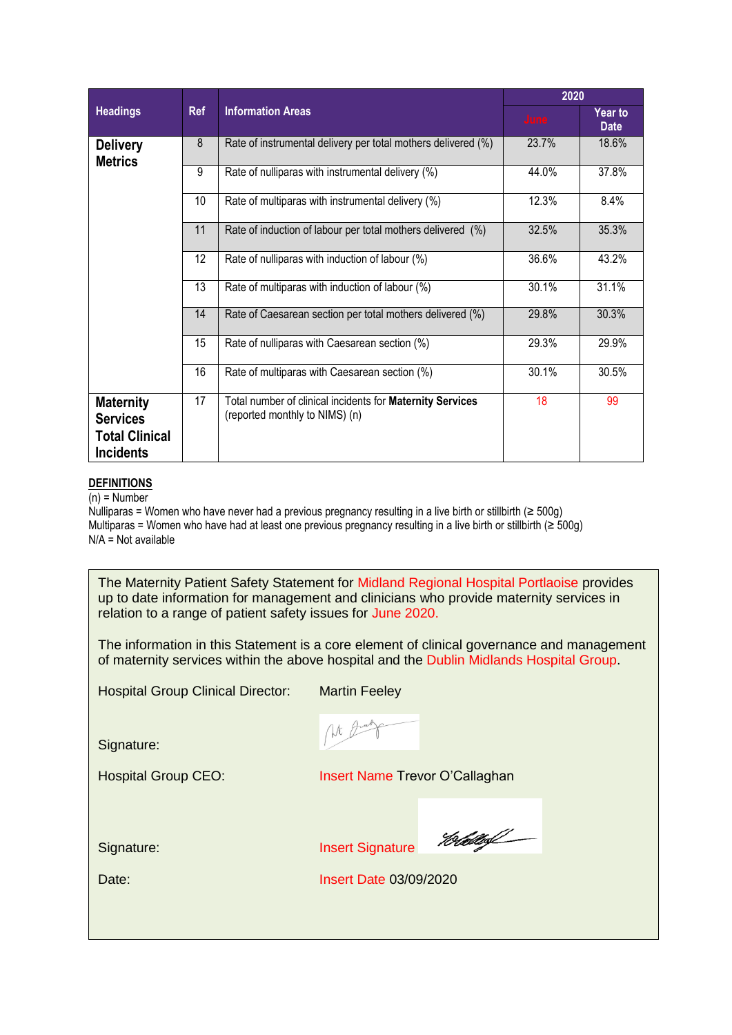| Headings | Ref | Information Areas | 2020 | |
|---|---|---|---|---|
| | | | June | Year to Date |
| **Delivery Metrics** | 8 | Rate of instrumental delivery per total mothers delivered (%) | 23.7% | 18.6% |
| | 9 | Rate of nulliparas with instrumental delivery (%) | 44.0% | 37.8% |
| | 10 | Rate of multiparas with instrumental delivery (%) | 12.3% | 8.4% |
| | 11 | Rate of induction of labour per total mothers delivered (%) | 32.5% | 35.3% |
| | 12 | Rate of nulliparas with induction of labour (%) | 36.6% | 43.2% |
| | 13 | Rate of multiparas with induction of labour (%) | 30.1% | 31.1% |
| | 14 | Rate of Caesarean section per total mothers delivered (%) | 29.8% | 30.3% |
| | 15 | Rate of nulliparas with Caesarean section (%) | 29.3% | 29.9% |
| | 16 | Rate of multiparas with Caesarean section (%) | 30.1% | 30.5% |
| **Maternity Services Total Clinical Incidents** | 17 | Total number of clinical incidents for **Maternity Services** (reported monthly to NIMS) (n) | 18 | 99 |

**DEFINITIONS**

(n) = Number

Nulliparas = Women who have never had a previous pregnancy resulting in a live birth or stillbirth (≥ 500g)

Multiparas = Women who have had at least one previous pregnancy resulting in a live birth or stillbirth (≥ 500g)

N/A = Not available

The Maternity Patient Safety Statement for Midland Regional Hospital Portlaoise provides up to date information for management and clinicians who provide maternity services in relation to a range of patient safety issues for June 2020.

The information in this Statement is a core element of clinical governance and management of maternity services within the above hospital and the Dublin Midlands Hospital Group.

Hospital Group Clinical Director: Martin Feeley

Signature:

Hospital Group CEO: Insert Name Trevor O'Callaghan

Signature: Insert Signature

Date: Insert Date 03/09/2020